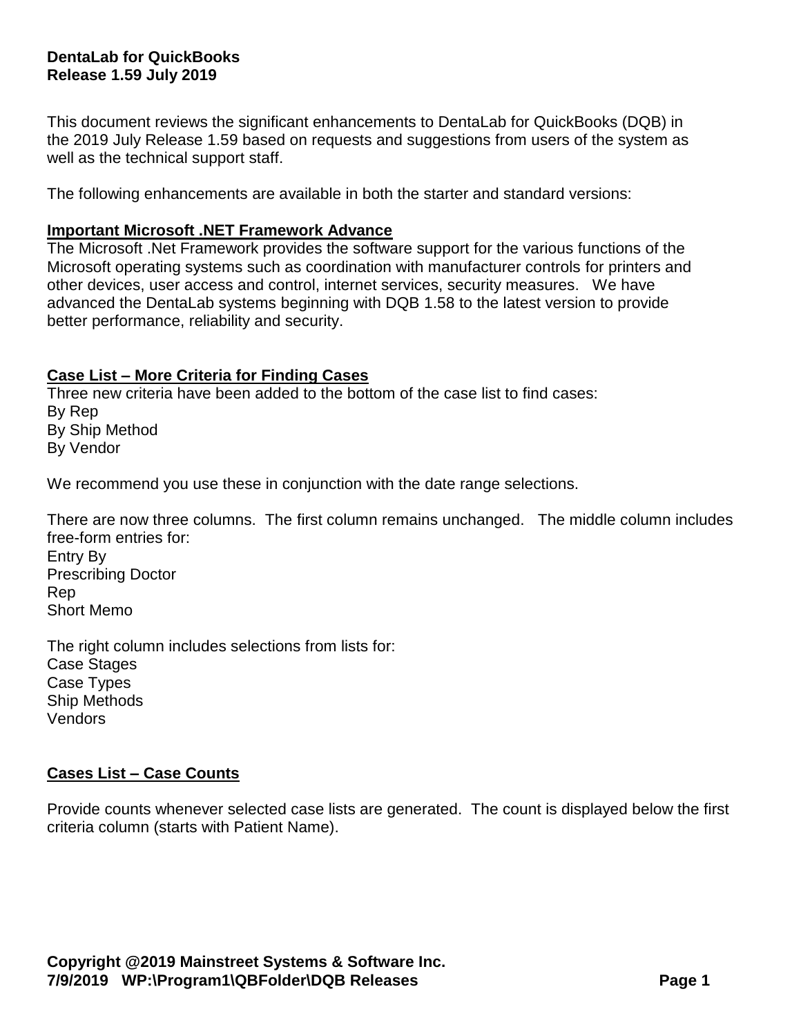**DentaLab for QuickBooks**
**Release 1.59 July 2019**

This document reviews the significant enhancements to DentaLab for QuickBooks (DQB) in the 2019 July Release 1.59 based on requests and suggestions from users of the system as well as the technical support staff.

The following enhancements are available in both the starter and standard versions:

## Important Microsoft .NET Framework Advance

The Microsoft .Net Framework provides the software support for the various functions of the Microsoft operating systems such as coordination with manufacturer controls for printers and other devices, user access and control, internet services, security measures. We have advanced the DentaLab systems beginning with DQB 1.58 to the latest version to provide better performance, reliability and security.

## Case List – More Criteria for Finding Cases

Three new criteria have been added to the bottom of the case list to find cases:
By Rep
By Ship Method
By Vendor

We recommend you use these in conjunction with the date range selections.

There are now three columns. The first column remains unchanged. The middle column includes free-form entries for:
Entry By
Prescribing Doctor
Rep
Short Memo

The right column includes selections from lists for:
Case Stages
Case Types
Ship Methods
Vendors

## Cases List – Case Counts

Provide counts whenever selected case lists are generated. The count is displayed below the first criteria column (starts with Patient Name).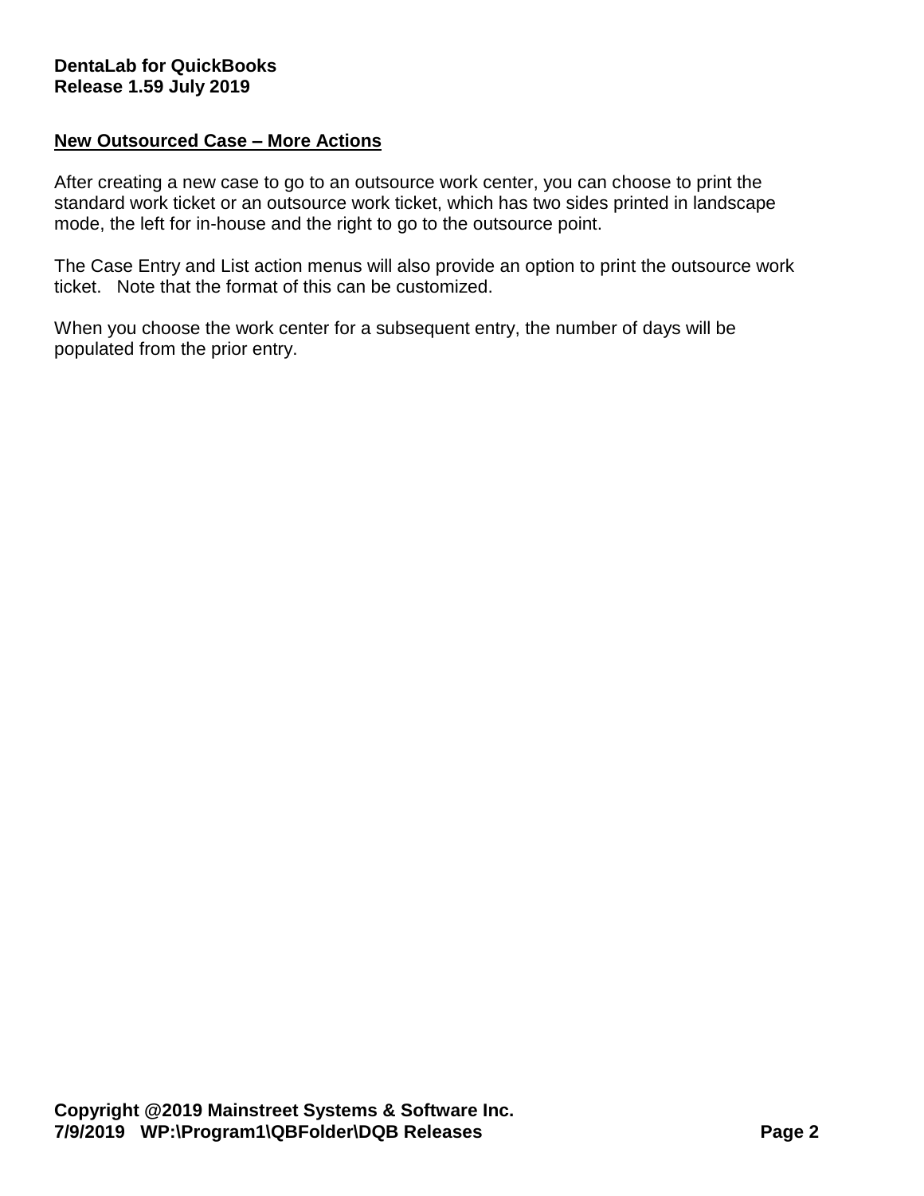## New Outsourced Case – More Actions

After creating a new case to go to an outsource work center, you can choose to print the standard work ticket or an outsource work ticket, which has two sides printed in landscape mode, the left for in-house and the right to go to the outsource point.

The Case Entry and List action menus will also provide an option to print the outsource work ticket. Note that the format of this can be customized.

When you choose the work center for a subsequent entry, the number of days will be populated from the prior entry.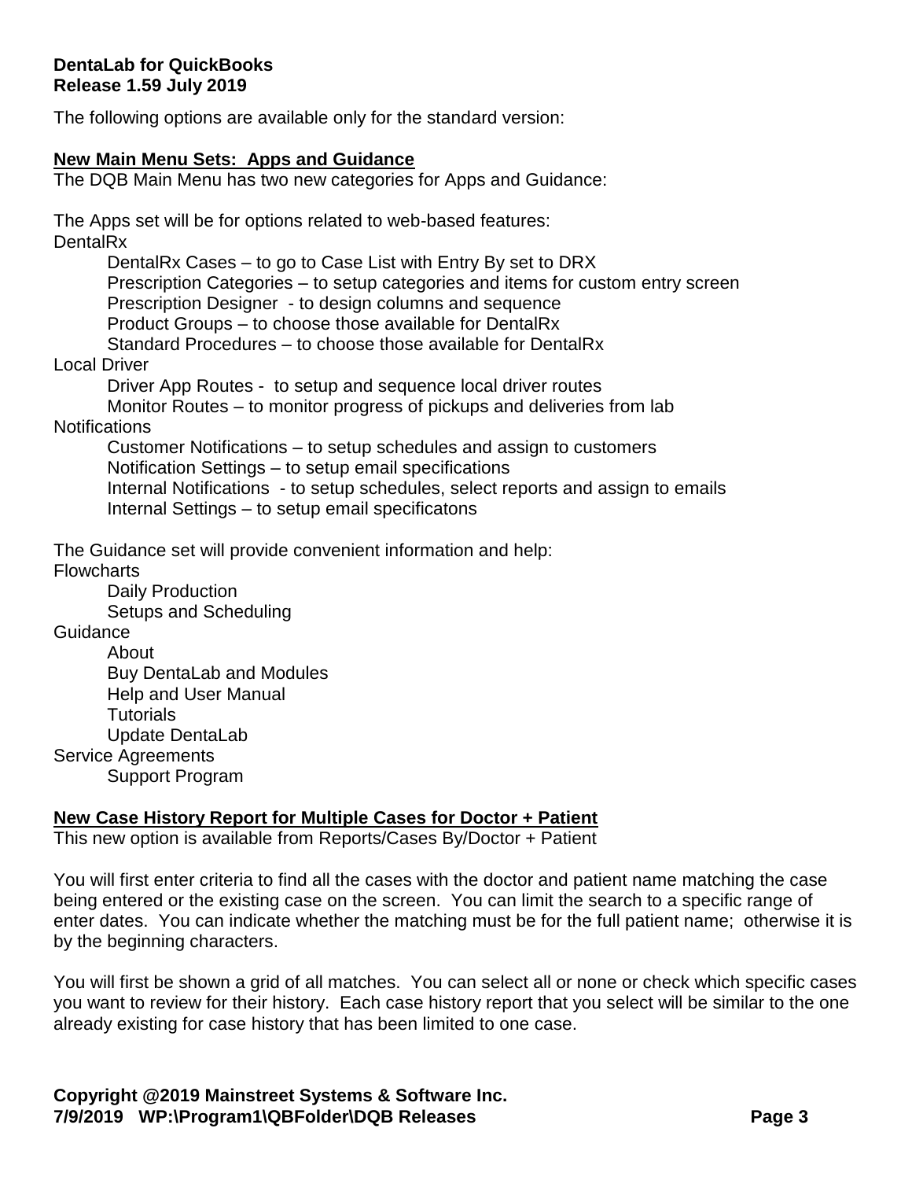**DentaLab for QuickBooks**
**Release 1.59 July 2019**

The following options are available only for the standard version:

## New Main Menu Sets: Apps and Guidance

The DQB Main Menu has two new categories for Apps and Guidance:

The Apps set will be for options related to web-based features:

DentalRx
- DentalRx Cases – to go to Case List with Entry By set to DRX
- Prescription Categories – to setup categories and items for custom entry screen
- Prescription Designer - to design columns and sequence
- Product Groups – to choose those available for DentalRx
- Standard Procedures – to choose those available for DentalRx

Local Driver
- Driver App Routes - to setup and sequence local driver routes
- Monitor Routes – to monitor progress of pickups and deliveries from lab

Notifications
- Customer Notifications – to setup schedules and assign to customers
- Notification Settings – to setup email specifications
- Internal Notifications - to setup schedules, select reports and assign to emails
- Internal Settings – to setup email specificatons

The Guidance set will provide convenient information and help:

Flowcharts
- Daily Production
- Setups and Scheduling

Guidance
- About
- Buy DentaLab and Modules
- Help and User Manual
- Tutorials
- Update DentaLab

Service Agreements
- Support Program

## New Case History Report for Multiple Cases for Doctor + Patient

This new option is available from Reports/Cases By/Doctor + Patient

You will first enter criteria to find all the cases with the doctor and patient name matching the case being entered or the existing case on the screen. You can limit the search to a specific range of enter dates. You can indicate whether the matching must be for the full patient name; otherwise it is by the beginning characters.

You will first be shown a grid of all matches. You can select all or none or check which specific cases you want to review for their history. Each case history report that you select will be similar to the one already existing for case history that has been limited to one case.